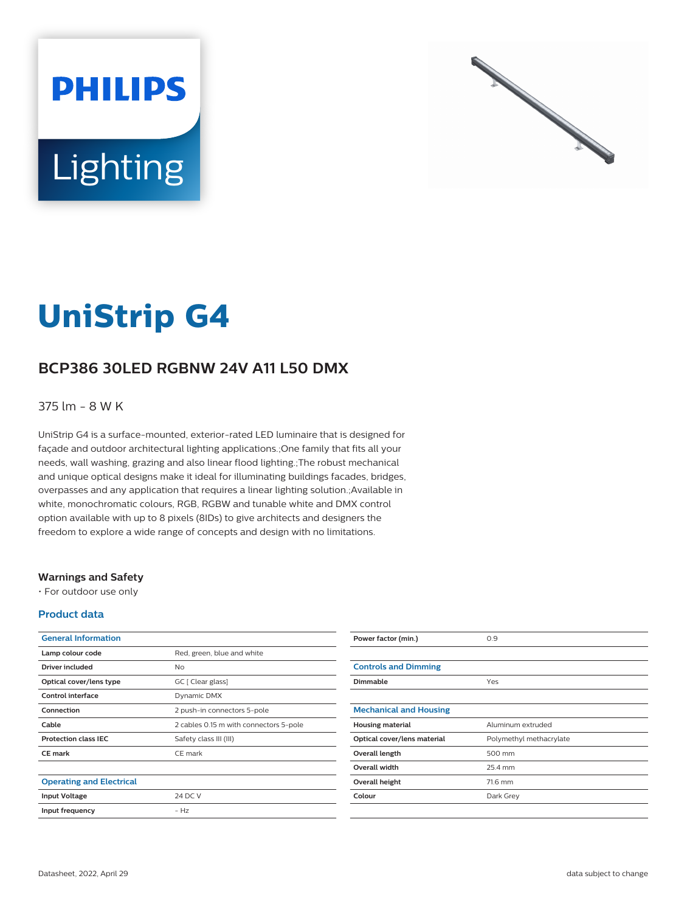PHILIPS

Lighting

# UniStrip G4

## BCP386 30LED RGBNW 24V A11 L50 DMX

375 lm - 8 W K

UniStrip G4 is a surface-mounted, exterior-rated LED luminaire that is designed for façade and outdoor architectural lighting applications.;One family that fits all your needs, wall washing, grazing and also linear flood lighting.;The robust mechanical and unique optical designs make it ideal for illuminating buildings facades, bridges, overpasses and any application that requires a linear lighting solution.;Available in white, monochromatic colours, RGB, RGBW and tunable white and DMX control option available with up to 8 pixels (8IDs) to give architects and designers the freedom to explore a wide range of concepts and design with no limitations.

### Warnings and Safety

- For outdoor use only

### Product data

| General Information | |
|---|---|
| Lamp colour code | Red, green, blue and white |
| Driver included | No |
| Optical cover/lens type | GC [ Clear glass] |
| Control interface | Dynamic DMX |
| Connection | 2 push-in connectors 5-pole |
| Cable | 2 cables 0.15 m with connectors 5-pole |
| Protection class IEC | Safety class III (III) |
| CE mark | CE mark |

| Operating and Electrical | |
|---|---|
| Input Voltage | 24 DC V |
| Input frequency | - Hz |
| Power factor (min.) | 0.9 |

| Controls and Dimming | |
|---|---|
| Dimmable | Yes |

| Mechanical and Housing | |
|---|---|
| Housing material | Aluminum extruded |
| Optical cover/lens material | Polymethyl methacrylate |
| Overall length | 500 mm |
| Overall width | 25.4 mm |
| Overall height | 71.6 mm |
| Colour | Dark Grey |

Datasheet, 2022, April 29 | data subject to change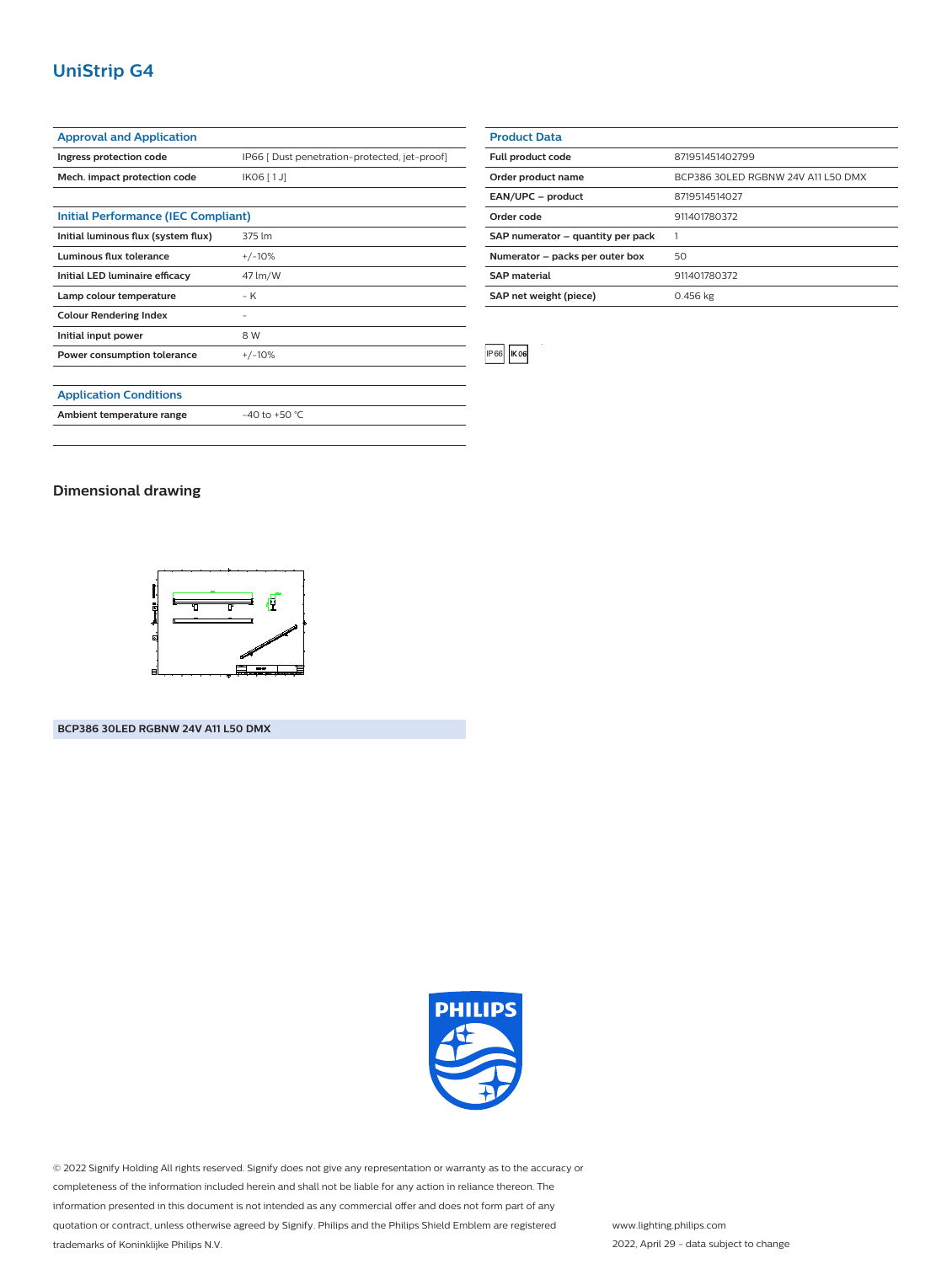# UniStrip G4

| Approval and Application | |
|---|---|
| Ingress protection code | IP66 [ Dust penetration-protected, jet-proof] |
| Mech. impact protection code | IK06 [ 1 J] |

| Initial Performance (IEC Compliant) | |
|---|---|
| Initial luminous flux (system flux) | 375 lm |
| Luminous flux tolerance | +/-10% |
| Initial LED luminaire efficacy | 47 lm/W |
| Lamp colour temperature | - K |
| Colour Rendering Index | - |
| Initial input power | 8 W |
| Power consumption tolerance | +/-10% |

| Application Conditions | |
|---|---|
| Ambient temperature range | -40 to +50 °C |

| Product Data | |
|---|---|
| Full product code | 871951451402799 |
| Order product name | BCP386 30LED RGBNW 24V A11 L50 DMX |
| EAN/UPC – product | 8719514514027 |
| Order code | 911401780372 |
| SAP numerator – quantity per pack | 1 |
| Numerator – packs per outer box | 50 |
| SAP material | 911401780372 |
| SAP net weight (piece) | 0.456 kg |

IP66 IK06

## Dimensional drawing

BCP386 30LED RGBNW 24V A11 L50 DMX

© 2022 Signify Holding All rights reserved. Signify does not give any representation or warranty as to the accuracy or completeness of the information included herein and shall not be liable for any action in reliance thereon. The information presented in this document is not intended as any commercial offer and does not form part of any quotation or contract, unless otherwise agreed by Signify. Philips and the Philips Shield Emblem are registered trademarks of Koninklijke Philips N.V.

www.lighting.philips.com

2022, April 29 - data subject to change